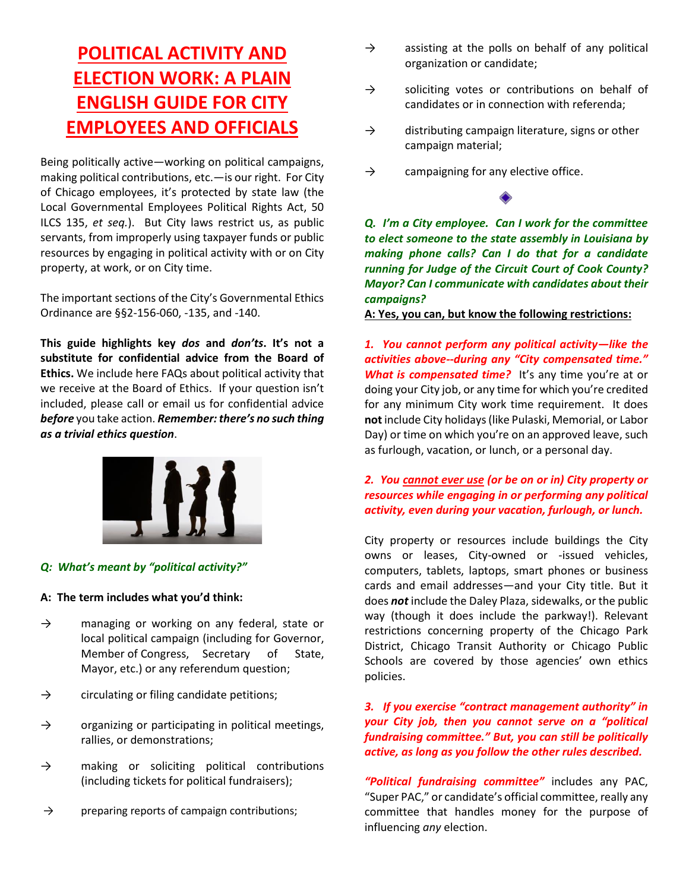# POLITICAL ACTIVITY AND ELECTION WORK: A PLAIN ENGLISH GUIDE FOR CITY EMPLOYEES AND OFFICIALS

Being politically active—working on political campaigns, making political contributions, etc.—is our right. For City of Chicago employees, it's protected by state law (the Local Governmental Employees Political Rights Act, 50 ILCS 135, *et seq.*). But City laws restrict us, as public servants, from improperly using taxpayer funds or public resources by engaging in political activity with or on City property, at work, or on City time.

The important sections of the City's Governmental Ethics Ordinance are §§2-156-060, -135, and -140.

**This guide highlights key *dos* and *don'ts*. It's not a substitute for confidential advice from the Board of Ethics.** We include here FAQs about political activity that we receive at the Board of Ethics. If your question isn't included, please call or email us for confidential advice ***before*** you take action. ***Remember: there's no such thing as a trivial ethics question***.

***Q: What's meant by "political activity?"***

**A: The term includes what you'd think:**

- → managing or working on any federal, state or local political campaign (including for Governor, Member of Congress, Secretary of State, Mayor, etc.) or any referendum question;
- → circulating or filing candidate petitions;
- → organizing or participating in political meetings, rallies, or demonstrations;
- → making or soliciting political contributions (including tickets for political fundraisers);
- → preparing reports of campaign contributions;
- → assisting at the polls on behalf of any political organization or candidate;
- → soliciting votes or contributions on behalf of candidates or in connection with referenda;
- → distributing campaign literature, signs or other campaign material;
- → campaigning for any elective office.

◆

***Q. I'm a City employee. Can I work for the committee to elect someone to the state assembly in Louisiana by making phone calls? Can I do that for a candidate running for Judge of the Circuit Court of Cook County? Mayor? Can I communicate with candidates about their campaigns?***

**A: Yes, you can, but know the following restrictions:**

***1. You cannot perform any political activity—like the activities above--during any "City compensated time." What is compensated time?*** It's any time you're at or doing your City job, or any time for which you're credited for any minimum City work time requirement. It does **not** include City holidays (like Pulaski, Memorial, or Labor Day) or time on which you're on an approved leave, such as furlough, vacation, or lunch, or a personal day.

***2. You cannot ever use (or be on or in) City property or resources while engaging in or performing any political activity, even during your vacation, furlough, or lunch.***

City property or resources include buildings the City owns or leases, City-owned or -issued vehicles, computers, tablets, laptops, smart phones or business cards and email addresses—and your City title. But it does ***not*** include the Daley Plaza, sidewalks, or the public way (though it does include the parkway!). Relevant restrictions concerning property of the Chicago Park District, Chicago Transit Authority or Chicago Public Schools are covered by those agencies' own ethics policies.

***3. If you exercise "contract management authority" in your City job, then you cannot serve on a "political fundraising committee." But, you can still be politically active, as long as you follow the other rules described.***

***"Political fundraising committee"*** includes any PAC, "Super PAC," or candidate's official committee, really any committee that handles money for the purpose of influencing *any* election.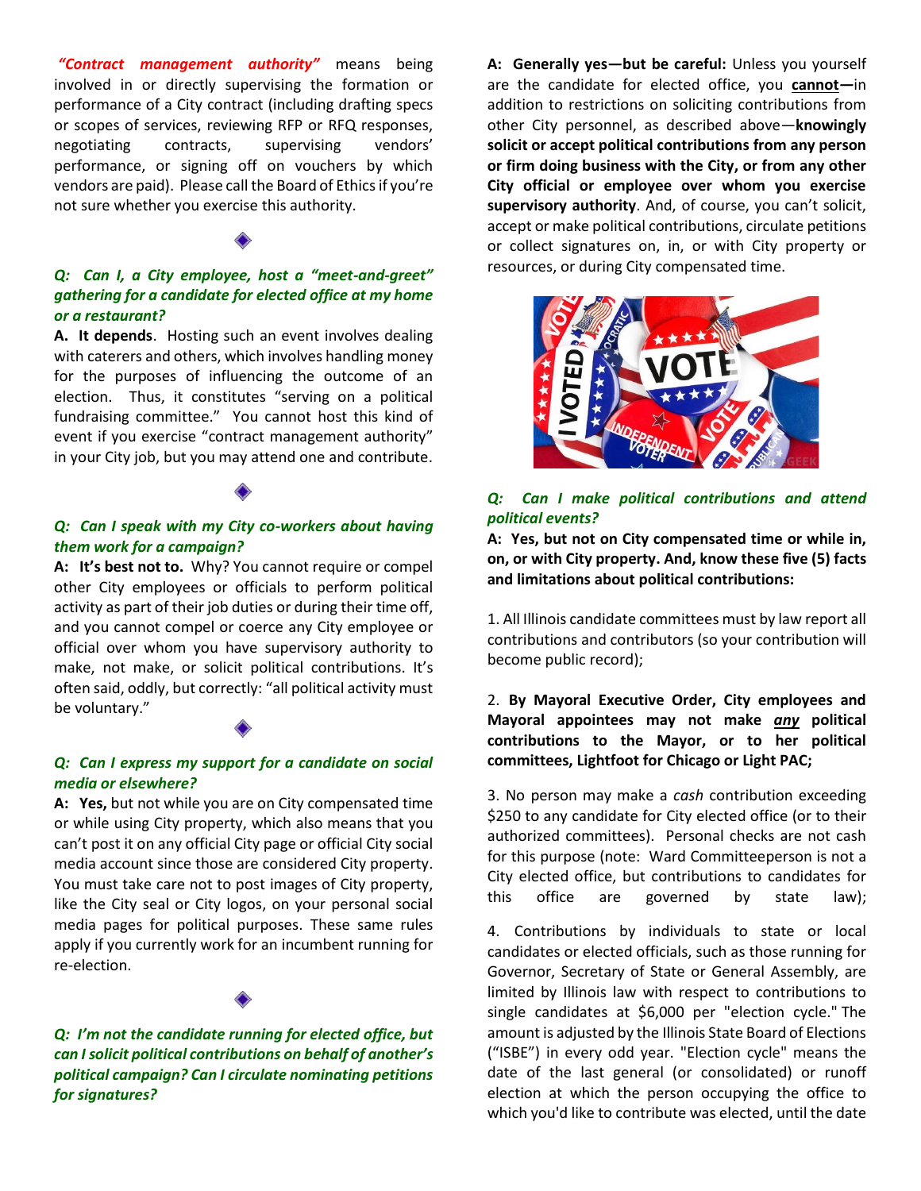***"Contract management authority"*** means being involved in or directly supervising the formation or performance of a City contract (including drafting specs or scopes of services, reviewing RFP or RFQ responses, negotiating contracts, supervising vendors' performance, or signing off on vouchers by which vendors are paid). Please call the Board of Ethics if you're not sure whether you exercise this authority.

◆

***Q: Can I, a City employee, host a "meet-and-greet" gathering for a candidate for elected office at my home or a restaurant?***

**A. It depends**. Hosting such an event involves dealing with caterers and others, which involves handling money for the purposes of influencing the outcome of an election. Thus, it constitutes "serving on a political fundraising committee." You cannot host this kind of event if you exercise "contract management authority" in your City job, but you may attend one and contribute.

◆

***Q: Can I speak with my City co-workers about having them work for a campaign?***

**A: It's best not to.** Why? You cannot require or compel other City employees or officials to perform political activity as part of their job duties or during their time off, and you cannot compel or coerce any City employee or official over whom you have supervisory authority to make, not make, or solicit political contributions. It's often said, oddly, but correctly: "all political activity must be voluntary."

◆

***Q: Can I express my support for a candidate on social media or elsewhere?***

**A: Yes,** but not while you are on City compensated time or while using City property, which also means that you can't post it on any official City page or official City social media account since those are considered City property. You must take care not to post images of City property, like the City seal or City logos, on your personal social media pages for political purposes. These same rules apply if you currently work for an incumbent running for re-election.

◆

***Q: I'm not the candidate running for elected office, but can I solicit political contributions on behalf of another's political campaign? Can I circulate nominating petitions for signatures?***

**A: Generally yes—but be careful:** Unless you yourself are the candidate for elected office, you **cannot**—in addition to restrictions on soliciting contributions from other City personnel, as described above—**knowingly solicit or accept political contributions from any person or firm doing business with the City, or from any other City official or employee over whom you exercise supervisory authority**. And, of course, you can't solicit, accept or make political contributions, circulate petitions or collect signatures on, in, or with City property or resources, or during City compensated time.

***Q: Can I make political contributions and attend political events?***

**A: Yes, but not on City compensated time or while in, on, or with City property. And, know these five (5) facts and limitations about political contributions:**

1. All Illinois candidate committees must by law report all contributions and contributors (so your contribution will become public record);

2. **By Mayoral Executive Order, City employees and Mayoral appointees may not make *any* political contributions to the Mayor, or to her political committees, Lightfoot for Chicago or Light PAC;**

3. No person may make a *cash* contribution exceeding $250 to any candidate for City elected office (or to their authorized committees). Personal checks are not cash for this purpose (note: Ward Committeeperson is not a City elected office, but contributions to candidates for this office are governed by state law);

4. Contributions by individuals to state or local candidates or elected officials, such as those running for Governor, Secretary of State or General Assembly, are limited by Illinois law with respect to contributions to single candidates at $6,000 per "election cycle." The amount is adjusted by the Illinois State Board of Elections ("ISBE") in every odd year. "Election cycle" means the date of the last general (or consolidated) or runoff election at which the person occupying the office to which you'd like to contribute was elected, until the date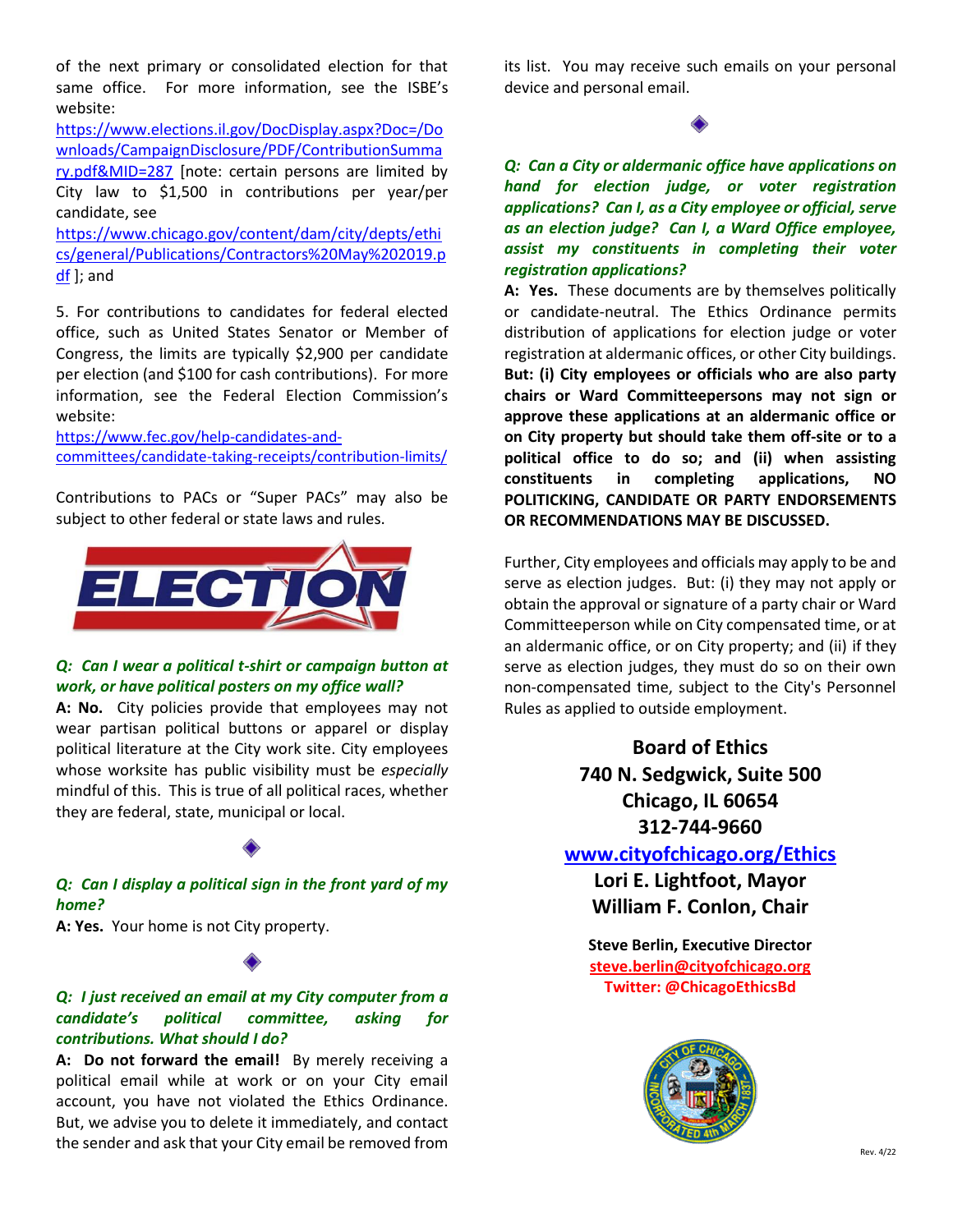of the next primary or consolidated election for that same office. For more information, see the ISBE's website: https://www.elections.il.gov/DocDisplay.aspx?Doc=/Downloads/CampaignDisclosure/PDF/ContributionSummary.pdf&MID=287 [note: certain persons are limited by City law to $1,500 in contributions per year/per candidate, see https://www.chicago.gov/content/dam/city/depts/ethics/general/Publications/Contractors%20May%202019.pdf ]; and

5. For contributions to candidates for federal elected office, such as United States Senator or Member of Congress, the limits are typically $2,900 per candidate per election (and $100 for cash contributions). For more information, see the Federal Election Commission's website: https://www.fec.gov/help-candidates-and-committees/candidate-taking-receipts/contribution-limits/

Contributions to PACs or "Super PACs" may also be subject to other federal or state laws and rules.

ELECTION

***Q: Can I wear a political t-shirt or campaign button at work, or have political posters on my office wall?***

**A: No.** City policies provide that employees may not wear partisan political buttons or apparel or display political literature at the City work site. City employees whose worksite has public visibility must be *especially* mindful of this. This is true of all political races, whether they are federal, state, municipal or local.

***Q: Can I display a political sign in the front yard of my home?***

**A: Yes.** Your home is not City property.

***Q: I just received an email at my City computer from a candidate's political committee, asking for contributions. What should I do?***

**A: Do not forward the email!** By merely receiving a political email while at work or on your City email account, you have not violated the Ethics Ordinance. But, we advise you to delete it immediately, and contact the sender and ask that your City email be removed from its list. You may receive such emails on your personal device and personal email.

***Q: Can a City or aldermanic office have applications on hand for election judge, or voter registration applications? Can I, as a City employee or official, serve as an election judge? Can I, a Ward Office employee, assist my constituents in completing their voter registration applications?***

**A: Yes.** These documents are by themselves politically or candidate-neutral. The Ethics Ordinance permits distribution of applications for election judge or voter registration at aldermanic offices, or other City buildings. **But: (i) City employees or officials who are also party chairs or Ward Committeepersons may not sign or approve these applications at an aldermanic office or on City property but should take them off-site or to a political office to do so; and (ii) when assisting constituents in completing applications, NO POLITICKING, CANDIDATE OR PARTY ENDORSEMENTS OR RECOMMENDATIONS MAY BE DISCUSSED.**

Further, City employees and officials may apply to be and serve as election judges. But: (i) they may not apply or obtain the approval or signature of a party chair or Ward Committeeperson while on City compensated time, or at an aldermanic office, or on City property; and (ii) if they serve as election judges, they must do so on their own non-compensated time, subject to the City's Personnel Rules as applied to outside employment.

**Board of Ethics**
**740 N. Sedgwick, Suite 500**
**Chicago, IL 60654**
**312-744-9660**
**www.cityofchicago.org/Ethics**
**Lori E. Lightfoot, Mayor**
**William F. Conlon, Chair**

**Steve Berlin, Executive Director**
**steve.berlin@cityofchicago.org**
**Twitter: @ChicagoEthicsBd**

Rev. 4/22